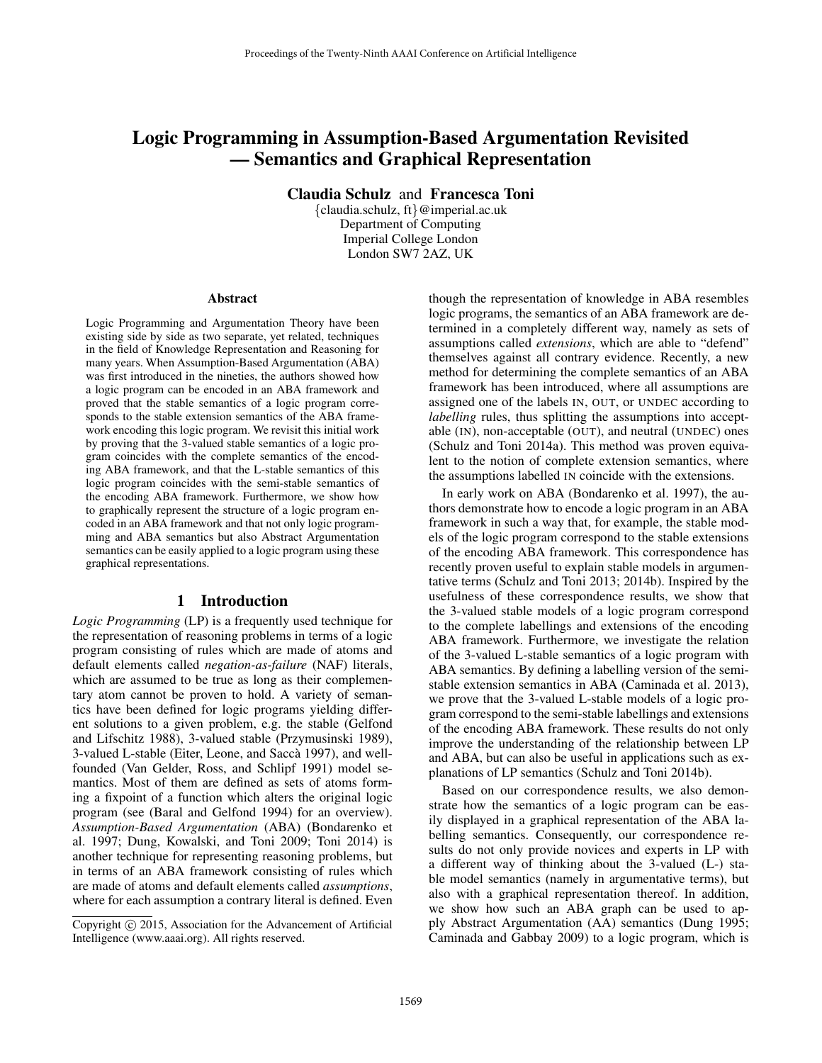# Logic Programming in Assumption-Based Argumentation Revisited — Semantics and Graphical Representation

**Claudia Schulz** and **Francesca Toni**
{claudia.schulz, ft}@imperial.ac.uk
Department of Computing
Imperial College London
London SW7 2AZ, UK

### Abstract

Logic Programming and Argumentation Theory have been existing side by side as two separate, yet related, techniques in the field of Knowledge Representation and Reasoning for many years. When Assumption-Based Argumentation (ABA) was first introduced in the nineties, the authors showed how a logic program can be encoded in an ABA framework and proved that the stable semantics of a logic program corresponds to the stable extension semantics of the ABA framework encoding this logic program. We revisit this initial work by proving that the 3-valued stable semantics of a logic program coincides with the complete semantics of the encoding ABA framework, and that the L-stable semantics of this logic program coincides with the semi-stable semantics of the encoding ABA framework. Furthermore, we show how to graphically represent the structure of a logic program encoded in an ABA framework and that not only logic programming and ABA semantics but also Abstract Argumentation semantics can be easily applied to a logic program using these graphical representations.

## 1 Introduction

*Logic Programming* (LP) is a frequently used technique for the representation of reasoning problems in terms of a logic program consisting of rules which are made of atoms and default elements called *negation-as-failure* (NAF) literals, which are assumed to be true as long as their complementary atom cannot be proven to hold. A variety of semantics have been defined for logic programs yielding different solutions to a given problem, e.g. the stable (Gelfond and Lifschitz 1988), 3-valued stable (Przymusinski 1989), 3-valued L-stable (Eiter, Leone, and Saccà 1997), and well-founded (Van Gelder, Ross, and Schlipf 1991) model semantics. Most of them are defined as sets of atoms forming a fixpoint of a function which alters the original logic program (see (Baral and Gelfond 1994) for an overview). *Assumption-Based Argumentation* (ABA) (Bondarenko et al. 1997; Dung, Kowalski, and Toni 2009; Toni 2014) is another technique for representing reasoning problems, but in terms of an ABA framework consisting of rules which are made of atoms and default elements called *assumptions*, where for each assumption a contrary literal is defined. Even though the representation of knowledge in ABA resembles logic programs, the semantics of an ABA framework are determined in a completely different way, namely as sets of assumptions called *extensions*, which are able to "defend" themselves against all contrary evidence. Recently, a new method for determining the complete semantics of an ABA framework has been introduced, where all assumptions are assigned one of the labels IN, OUT, or UNDEC according to *labelling* rules, thus splitting the assumptions into acceptable (IN), non-acceptable (OUT), and neutral (UNDEC) ones (Schulz and Toni 2014a). This method was proven equivalent to the notion of complete extension semantics, where the assumptions labelled IN coincide with the extensions.

In early work on ABA (Bondarenko et al. 1997), the authors demonstrate how to encode a logic program in an ABA framework in such a way that, for example, the stable models of the logic program correspond to the stable extensions of the encoding ABA framework. This correspondence has recently proven useful to explain stable models in argumentative terms (Schulz and Toni 2013; 2014b). Inspired by the usefulness of these correspondence results, we show that the 3-valued stable models of a logic program correspond to the complete labellings and extensions of the encoding ABA framework. Furthermore, we investigate the relation of the 3-valued L-stable semantics of a logic program with ABA semantics. By defining a labelling version of the semi-stable extension semantics in ABA (Caminada et al. 2013), we prove that the 3-valued L-stable models of a logic program correspond to the semi-stable labellings and extensions of the encoding ABA framework. These results do not only improve the understanding of the relationship between LP and ABA, but can also be useful in applications such as explanations of LP semantics (Schulz and Toni 2014b).

Based on our correspondence results, we also demonstrate how the semantics of a logic program can be easily displayed in a graphical representation of the ABA labelling semantics. Consequently, our correspondence results do not only provide novices and experts in LP with a different way of thinking about the 3-valued (L-) stable model semantics (namely in argumentative terms), but also with a graphical representation thereof. In addition, we show how such an ABA graph can be used to apply Abstract Argumentation (AA) semantics (Dung 1995; Caminada and Gabbay 2009) to a logic program, which is

Copyright © 2015, Association for the Advancement of Artificial Intelligence (www.aaai.org). All rights reserved.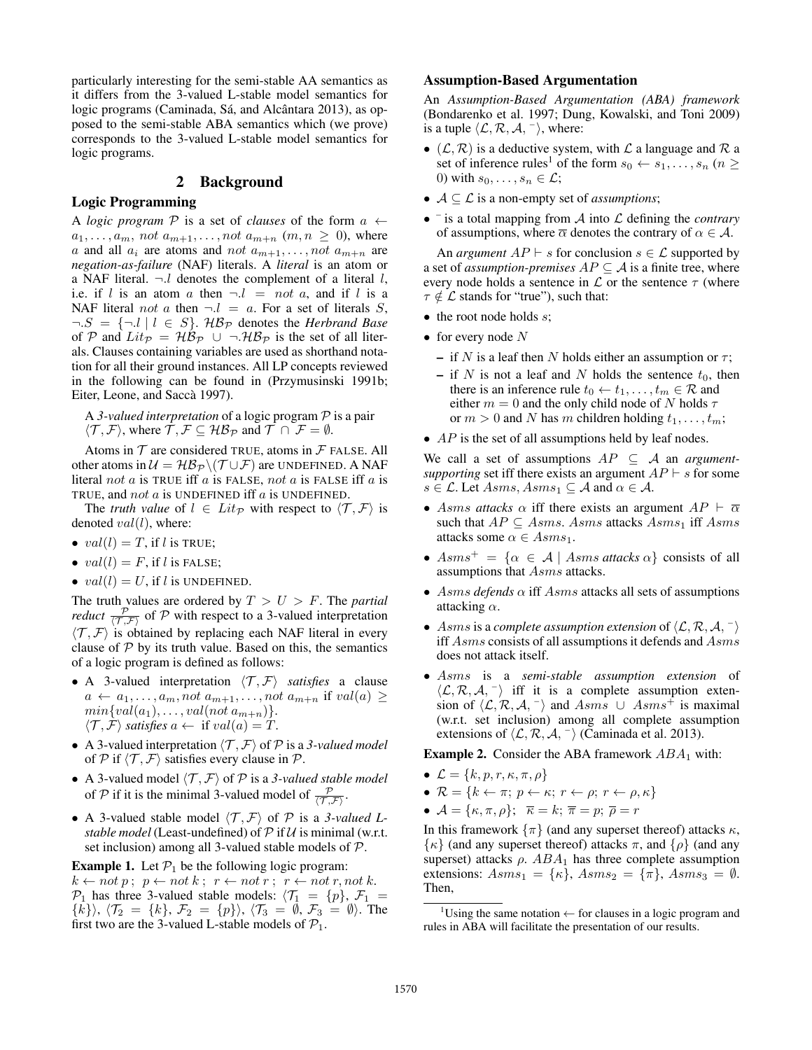particularly interesting for the semi-stable AA semantics as it differs from the 3-valued L-stable model semantics for logic programs (Caminada, Sá, and Alcântara 2013), as opposed to the semi-stable ABA semantics which (we prove) corresponds to the 3-valued L-stable model semantics for logic programs.

## 2 Background

### Logic Programming

A *logic program* $\mathcal{P}$ is a set of *clauses* of the form $a \leftarrow a_1, \ldots, a_m, \mathit{not}\ a_{m+1}, \ldots, \mathit{not}\ a_{m+n}$ $(m, n \geq 0)$, where $a$ and all $a_i$ are atoms and $\mathit{not}\ a_{m+1}, \ldots, \mathit{not}\ a_{m+n}$ are *negation-as-failure* (NAF) literals. A *literal* is an atom or a NAF literal. $\neg.l$ denotes the complement of a literal $l$, i.e. if $l$ is an atom $a$ then $\neg.l = \mathit{not}\ a$, and if $l$ is a NAF literal $\mathit{not}\ a$ then $\neg.l = a$. For a set of literals $S$, $\neg.S = \{\neg.l \mid l \in S\}$. $\mathcal{HB}_\mathcal{P}$ denotes the *Herbrand Base* of $\mathcal{P}$ and $Lit_\mathcal{P} = \mathcal{HB}_\mathcal{P} \cup \neg.\mathcal{HB}_\mathcal{P}$ is the set of all literals. Clauses containing variables are used as shorthand notation for all their ground instances. All LP concepts reviewed in the following can be found in (Przymusinski 1991b; Eiter, Leone, and Saccà 1997).

A *3-valued interpretation* of a logic program $\mathcal{P}$ is a pair $\langle \mathcal{T}, \mathcal{F} \rangle$, where $\mathcal{T}, \mathcal{F} \subseteq \mathcal{HB}_\mathcal{P}$ and $\mathcal{T} \cap \mathcal{F} = \emptyset$.

Atoms in $\mathcal{T}$ are considered TRUE, atoms in $\mathcal{F}$ FALSE. All other atoms in $\mathcal{U} = \mathcal{HB}_\mathcal{P} \setminus (\mathcal{T} \cup \mathcal{F})$ are UNDEFINED. A NAF literal $\mathit{not}\ a$ is TRUE iff $a$ is FALSE, $\mathit{not}\ a$ is FALSE iff $a$ is TRUE, and $\mathit{not}\ a$ is UNDEFINED iff $a$ is UNDEFINED.

The *truth value* of $l \in Lit_\mathcal{P}$ with respect to $\langle \mathcal{T}, \mathcal{F} \rangle$ is denoted $val(l)$, where:

- $val(l) = T$, if $l$ is TRUE;
- $val(l) = F$, if $l$ is FALSE;
- $val(l) = U$, if $l$ is UNDEFINED.

The truth values are ordered by $T > U > F$. The *partial reduct* $\frac{\mathcal{P}}{\langle \mathcal{T}, \mathcal{F} \rangle}$ of $\mathcal{P}$ with respect to a 3-valued interpretation $\langle \mathcal{T}, \mathcal{F} \rangle$ is obtained by replacing each NAF literal in every clause of $\mathcal{P}$ by its truth value. Based on this, the semantics of a logic program is defined as follows:

- A 3-valued interpretation $\langle \mathcal{T}, \mathcal{F} \rangle$ *satisfies* a clause $a \leftarrow a_1, \ldots, a_m, \mathit{not}\ a_{m+1}, \ldots, \mathit{not}\ a_{m+n}$ if $val(a) \geq min\{val(a_1), \ldots, val(\mathit{not}\ a_{m+n})\}$.
  $\langle \mathcal{T}, \mathcal{F} \rangle$ *satisfies* $a \leftarrow$ if $val(a) = T$.
- A 3-valued interpretation $\langle \mathcal{T}, \mathcal{F} \rangle$ of $\mathcal{P}$ is a *3-valued model* of $\mathcal{P}$ if $\langle \mathcal{T}, \mathcal{F} \rangle$ satisfies every clause in $\mathcal{P}$.
- A 3-valued model $\langle \mathcal{T}, \mathcal{F} \rangle$ of $\mathcal{P}$ is a *3-valued stable model* of $\mathcal{P}$ if it is the minimal 3-valued model of $\frac{\mathcal{P}}{\langle \mathcal{T}, \mathcal{F} \rangle}$.
- A 3-valued stable model $\langle \mathcal{T}, \mathcal{F} \rangle$ of $\mathcal{P}$ is a *3-valued L-stable model* (Least-undefined) of $\mathcal{P}$ if $\mathcal{U}$ is minimal (w.r.t. set inclusion) among all 3-valued stable models of $\mathcal{P}$.

**Example 1.** Let $\mathcal{P}_1$ be the following logic program:
$k \leftarrow \mathit{not}\ p$ ; $p \leftarrow \mathit{not}\ k$ ; $r \leftarrow \mathit{not}\ r$ ; $r \leftarrow \mathit{not}\ r, \mathit{not}\ k$.
$\mathcal{P}_1$ has three 3-valued stable models: $\langle \mathcal{T}_1 = \{p\}, \mathcal{F}_1 = \{k\} \rangle$, $\langle \mathcal{T}_2 = \{k\}, \mathcal{F}_2 = \{p\} \rangle$, $\langle \mathcal{T}_3 = \emptyset, \mathcal{F}_3 = \emptyset \rangle$. The first two are the 3-valued L-stable models of $\mathcal{P}_1$.

### Assumption-Based Argumentation

An *Assumption-Based Argumentation (ABA) framework* (Bondarenko et al. 1997; Dung, Kowalski, and Toni 2009) is a tuple $\langle \mathcal{L}, \mathcal{R}, \mathcal{A}, ^{-} \rangle$, where:

- $(\mathcal{L}, \mathcal{R})$ is a deductive system, with $\mathcal{L}$ a language and $\mathcal{R}$ a set of inference rules[1] of the form $s_0 \leftarrow s_1, \ldots, s_n$ $(n \geq 0)$ with $s_0, \ldots, s_n \in \mathcal{L}$;
- $\mathcal{A} \subseteq \mathcal{L}$ is a non-empty set of *assumptions*;
- $^{-}$ is a total mapping from $\mathcal{A}$ into $\mathcal{L}$ defining the *contrary* of assumptions, where $\overline{\alpha}$ denotes the contrary of $\alpha \in \mathcal{A}$.

An *argument* $AP \vdash s$ for conclusion $s \in \mathcal{L}$ supported by a set of *assumption-premises* $AP \subseteq \mathcal{A}$ is a finite tree, where every node holds a sentence in $\mathcal{L}$ or the sentence $\tau$ (where $\tau \notin \mathcal{L}$ stands for "true"), such that:

- the root node holds $s$;
- for every node $N$
  - if $N$ is a leaf then $N$ holds either an assumption or $\tau$;
  - if $N$ is not a leaf and $N$ holds the sentence $t_0$, then there is an inference rule $t_0 \leftarrow t_1, \ldots, t_m \in \mathcal{R}$ and either $m = 0$ and the only child node of $N$ holds $\tau$ or $m > 0$ and $N$ has $m$ children holding $t_1, \ldots, t_m$;
- $AP$ is the set of all assumptions held by leaf nodes.

We call a set of assumptions $AP \subseteq \mathcal{A}$ an *argument-supporting* set iff there exists an argument $AP \vdash s$ for some $s \in \mathcal{L}$. Let $Asms, Asms_1 \subseteq \mathcal{A}$ and $\alpha \in \mathcal{A}$.

- $Asms$ *attacks* $\alpha$ iff there exists an argument $AP \vdash \overline{\alpha}$ such that $AP \subseteq Asms$. $Asms$ attacks $Asms_1$ iff $Asms$ attacks some $\alpha \in Asms_1$.
- $Asms^+ = \{\alpha \in \mathcal{A} \mid Asms \textit{ attacks } \alpha\}$ consists of all assumptions that $Asms$ attacks.
- $Asms$ *defends* $\alpha$ iff $Asms$ attacks all sets of assumptions attacking $\alpha$.
- $Asms$ is a *complete assumption extension* of $\langle \mathcal{L}, \mathcal{R}, \mathcal{A}, ^{-} \rangle$ iff $Asms$ consists of all assumptions it defends and $Asms$ does not attack itself.
- $Asms$ is a *semi-stable assumption extension* of $\langle \mathcal{L}, \mathcal{R}, \mathcal{A}, ^{-} \rangle$ iff it is a complete assumption extension of $\langle \mathcal{L}, \mathcal{R}, \mathcal{A}, ^{-} \rangle$ and $Asms \cup Asms^+$ is maximal (w.r.t. set inclusion) among all complete assumption extensions of $\langle \mathcal{L}, \mathcal{R}, \mathcal{A}, ^{-} \rangle$ (Caminada et al. 2013).

**Example 2.** Consider the ABA framework $ABA_1$ with:

- $\mathcal{L} = \{k, p, r, \kappa, \pi, \rho\}$
- $\mathcal{R} = \{k \leftarrow \pi;\ p \leftarrow \kappa;\ r \leftarrow \rho;\ r \leftarrow \rho, \kappa\}$
- $\mathcal{A} = \{\kappa, \pi, \rho\}$; $\overline{\kappa} = k$; $\overline{\pi} = p$; $\overline{\rho} = r$

In this framework $\{\pi\}$ (and any superset thereof) attacks $\kappa$, $\{\kappa\}$ (and any superset thereof) attacks $\pi$, and $\{\rho\}$ (and any superset) attacks $\rho$. $ABA_1$ has three complete assumption extensions: $Asms_1 = \{\kappa\}$, $Asms_2 = \{\pi\}$, $Asms_3 = \emptyset$. Then,

[1] Using the same notation $\leftarrow$ for clauses in a logic program and rules in ABA will facilitate the presentation of our results.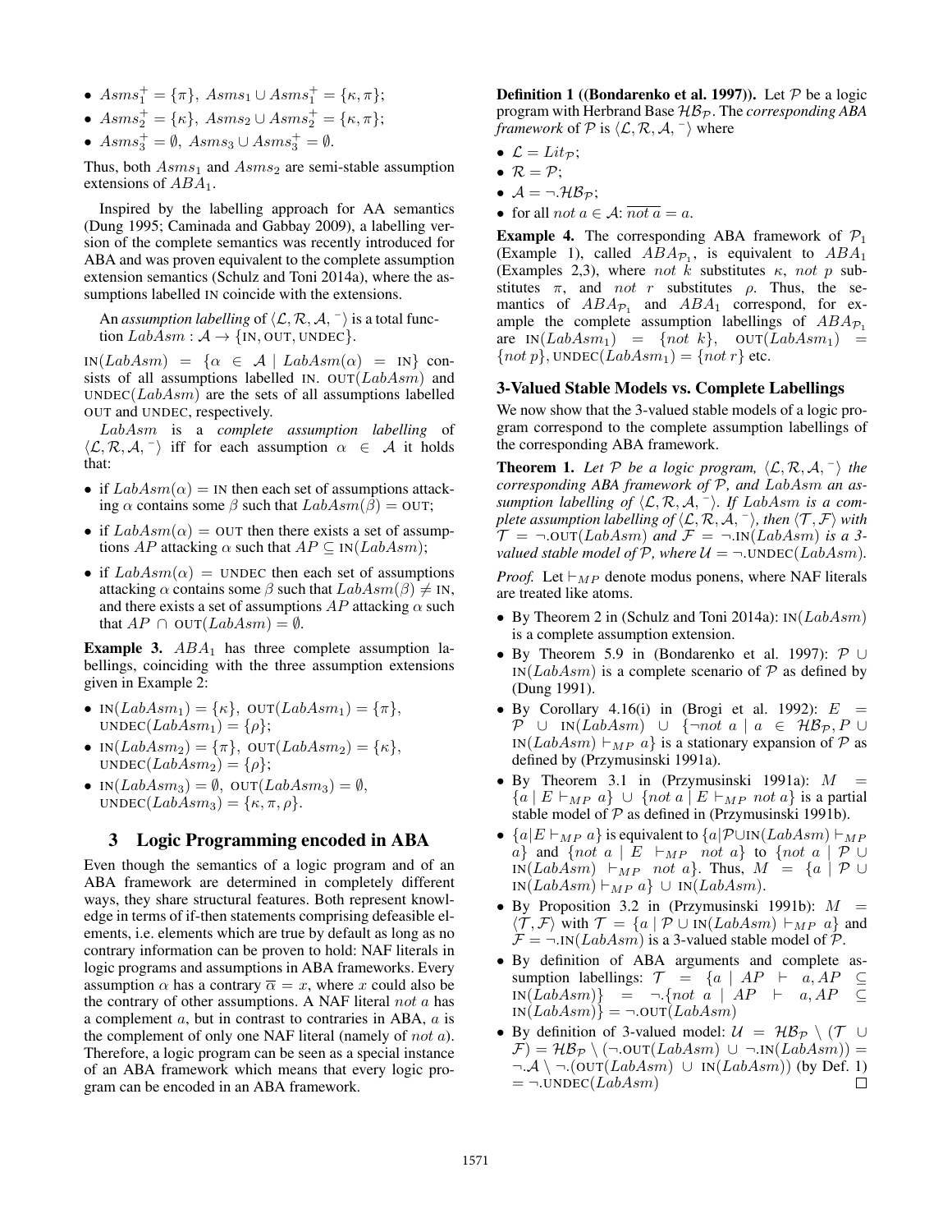- $Asms_1^+ = \{\pi\},\ Asms_1 \cup Asms_1^+ = \{\kappa, \pi\}$;
- $Asms_2^+ = \{\kappa\},\ Asms_2 \cup Asms_2^+ = \{\kappa, \pi\}$;
- $Asms_3^+ = \emptyset,\ Asms_3 \cup Asms_3^+ = \emptyset$.

Thus, both $Asms_1$ and $Asms_2$ are semi-stable assumption extensions of $ABA_1$.

Inspired by the labelling approach for AA semantics (Dung 1995; Caminada and Gabbay 2009), a labelling version of the complete semantics was recently introduced for ABA and was proven equivalent to the complete assumption extension semantics (Schulz and Toni 2014a), where the assumptions labelled IN coincide with the extensions.

An *assumption labelling* of $\langle \mathcal{L}, \mathcal{R}, \mathcal{A}, \bar{\ } \rangle$ is a total function $LabAsm : \mathcal{A} \rightarrow \{\text{IN}, \text{OUT}, \text{UNDEC}\}$.

$\text{IN}(LabAsm) = \{\alpha \in \mathcal{A} \mid LabAsm(\alpha) = \text{IN}\}$ consists of all assumptions labelled IN. $\text{OUT}(LabAsm)$ and $\text{UNDEC}(LabAsm)$ are the sets of all assumptions labelled OUT and UNDEC, respectively.

$LabAsm$ is a *complete assumption labelling* of $\langle \mathcal{L}, \mathcal{R}, \mathcal{A}, \bar{\ } \rangle$ iff for each assumption $\alpha \in \mathcal{A}$ it holds that:

- if $LabAsm(\alpha) = \text{IN}$ then each set of assumptions attacking $\alpha$ contains some $\beta$ such that $LabAsm(\beta) = \text{OUT}$;
- if $LabAsm(\alpha) = \text{OUT}$ then there exists a set of assumptions $AP$ attacking $\alpha$ such that $AP \subseteq \text{IN}(LabAsm)$;
- if $LabAsm(\alpha) = \text{UNDEC}$ then each set of assumptions attacking $\alpha$ contains some $\beta$ such that $LabAsm(\beta) \neq \text{IN}$, and there exists a set of assumptions $AP$ attacking $\alpha$ such that $AP \cap \text{OUT}(LabAsm) = \emptyset$.

**Example 3.** $ABA_1$ has three complete assumption labellings, coinciding with the three assumption extensions given in Example 2:

- $\text{IN}(LabAsm_1) = \{\kappa\},\ \text{OUT}(LabAsm_1) = \{\pi\}$, $\text{UNDEC}(LabAsm_1) = \{\rho\}$;
- $\text{IN}(LabAsm_2) = \{\pi\},\ \text{OUT}(LabAsm_2) = \{\kappa\}$, $\text{UNDEC}(LabAsm_2) = \{\rho\}$;
- $\text{IN}(LabAsm_3) = \emptyset,\ \text{OUT}(LabAsm_3) = \emptyset$, $\text{UNDEC}(LabAsm_3) = \{\kappa, \pi, \rho\}$.

## 3 Logic Programming encoded in ABA

Even though the semantics of a logic program and of an ABA framework are determined in completely different ways, they share structural features. Both represent knowledge in terms of if-then statements comprising defeasible elements, i.e. elements which are true by default as long as no contrary information can be proven to hold: NAF literals in logic programs and assumptions in ABA frameworks. Every assumption $\alpha$ has a contrary $\overline{\alpha} = x$, where $x$ could also be the contrary of other assumptions. A NAF literal $not\ a$ has a complement $a$, but in contrast to contraries in ABA, $a$ is the complement of only one NAF literal (namely of $not\ a$). Therefore, a logic program can be seen as a special instance of an ABA framework which means that every logic program can be encoded in an ABA framework.

**Definition 1 ((Bondarenko et al. 1997)).** Let $\mathcal{P}$ be a logic program with Herbrand Base $\mathcal{HB}_\mathcal{P}$. The *corresponding ABA framework* of $\mathcal{P}$ is $\langle \mathcal{L}, \mathcal{R}, \mathcal{A}, \bar{\ } \rangle$ where

- $\mathcal{L} = Lit_\mathcal{P}$;
- $\mathcal{R} = \mathcal{P}$;
- $\mathcal{A} = \neg.\mathcal{HB}_\mathcal{P}$;
- for all $not\ a \in \mathcal{A}$: $\overline{not\ a} = a$.

**Example 4.** The corresponding ABA framework of $\mathcal{P}_1$ (Example 1), called $ABA_{\mathcal{P}_1}$, is equivalent to $ABA_1$ (Examples 2,3), where $not\ k$ substitutes $\kappa$, $not\ p$ substitutes $\pi$, and $not\ r$ substitutes $\rho$. Thus, the semantics of $ABA_{\mathcal{P}_1}$ and $ABA_1$ correspond, for example the complete assumption labellings of $ABA_{\mathcal{P}_1}$ are $\text{IN}(LabAsm_1) = \{not\ k\}$, $\text{OUT}(LabAsm_1) = \{not\ p\}, \text{UNDEC}(LabAsm_1) = \{not\ r\}$ etc.

### 3-Valued Stable Models vs. Complete Labellings

We now show that the 3-valued stable models of a logic program correspond to the complete assumption labellings of the corresponding ABA framework.

**Theorem 1.** *Let $\mathcal{P}$ be a logic program, $\langle \mathcal{L}, \mathcal{R}, \mathcal{A}, \bar{\ } \rangle$ the corresponding ABA framework of $\mathcal{P}$, and $LabAsm$ an assumption labelling of $\langle \mathcal{L}, \mathcal{R}, \mathcal{A}, \bar{\ } \rangle$. If $LabAsm$ is a complete assumption labelling of $\langle \mathcal{L}, \mathcal{R}, \mathcal{A}, \bar{\ } \rangle$, then $\langle \mathcal{T}, \mathcal{F} \rangle$ with $\mathcal{T} = \neg.\text{OUT}(LabAsm)$ and $\mathcal{F} = \neg.\text{IN}(LabAsm)$ is a 3-valued stable model of $\mathcal{P}$, where $\mathcal{U} = \neg.\text{UNDEC}(LabAsm)$.*

*Proof.* Let $\vdash_{MP}$ denote modus ponens, where NAF literals are treated like atoms.

- By Theorem 2 in (Schulz and Toni 2014a): $\text{IN}(LabAsm)$ is a complete assumption extension.
- By Theorem 5.9 in (Bondarenko et al. 1997): $\mathcal{P} \cup \text{IN}(LabAsm)$ is a complete scenario of $\mathcal{P}$ as defined by (Dung 1991).
- By Corollary 4.16(i) in (Brogi et al. 1992): $E = \mathcal{P} \cup \text{IN}(LabAsm) \cup \{\neg not\ a \mid a \in \mathcal{HB}_\mathcal{P}, \mathcal{P} \cup \text{IN}(LabAsm) \vdash_{MP} a\}$ is a stationary expansion of $\mathcal{P}$ as defined by (Przymusinski 1991a).
- By Theorem 3.1 in (Przymusinski 1991a): $M = \{a \mid E \vdash_{MP} a\} \cup \{not\ a \mid E \vdash_{MP} not\ a\}$ is a partial stable model of $\mathcal{P}$ as defined in (Przymusinski 1991b).
- $\{a | E \vdash_{MP} a\}$ is equivalent to $\{a | \mathcal{P} \cup \text{IN}(LabAsm) \vdash_{MP} a\}$ and $\{not\ a \mid E \vdash_{MP} not\ a\}$ to $\{not\ a \mid \mathcal{P} \cup \text{IN}(LabAsm) \vdash_{MP} not\ a\}$. Thus, $M = \{a \mid \mathcal{P} \cup \text{IN}(LabAsm) \vdash_{MP} a\} \cup \text{IN}(LabAsm)$.
- By Proposition 3.2 in (Przymusinski 1991b): $M = \langle \mathcal{T}, \mathcal{F} \rangle$ with $\mathcal{T} = \{a \mid \mathcal{P} \cup \text{IN}(LabAsm) \vdash_{MP} a\}$ and $\mathcal{F} = \neg.\text{IN}(LabAsm)$ is a 3-valued stable model of $\mathcal{P}$.
- By definition of ABA arguments and complete assumption labellings: $\mathcal{T} = \{a \mid AP \vdash a, AP \subseteq \text{IN}(LabAsm)\} = \neg.\{not\ a \mid AP \vdash a, AP \subseteq \text{IN}(LabAsm)\} = \neg.\text{OUT}(LabAsm)$
- By definition of 3-valued model: $\mathcal{U} = \mathcal{HB}_\mathcal{P} \setminus (\mathcal{T} \cup \mathcal{F}) = \mathcal{HB}_\mathcal{P} \setminus (\neg.\text{OUT}(LabAsm) \cup \neg.\text{IN}(LabAsm)) = \neg.\mathcal{A} \setminus \neg.(\text{OUT}(LabAsm) \cup \text{IN}(LabAsm))$ (by Def. 1) $= \neg.\text{UNDEC}(LabAsm)$ □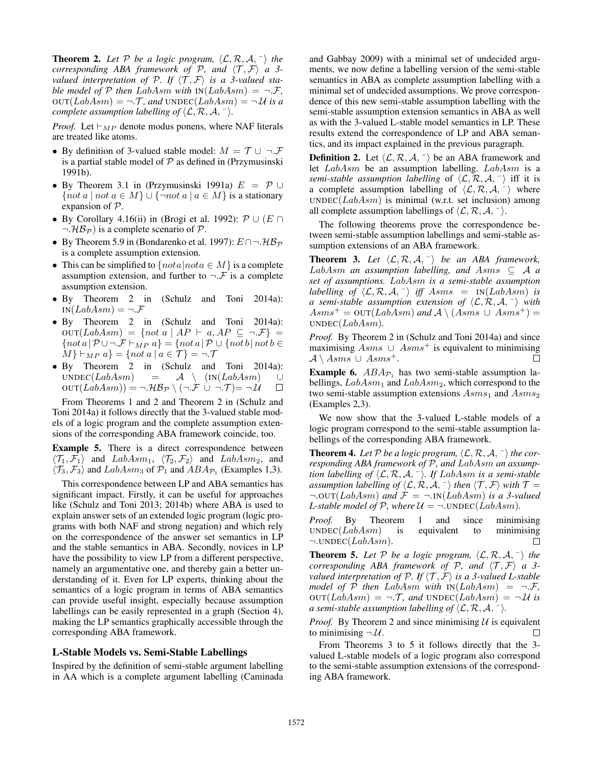**Theorem 2.** *Let $\mathcal{P}$ be a logic program, $\langle \mathcal{L}, \mathcal{R}, \mathcal{A}, ^{-} \rangle$ the corresponding ABA framework of $\mathcal{P}$, and $\langle \mathcal{T}, \mathcal{F} \rangle$ a 3-valued interpretation of $\mathcal{P}$. If $\langle \mathcal{T}, \mathcal{F} \rangle$ is a 3-valued stable model of $\mathcal{P}$ then $LabAsm$ with $\text{IN}(LabAsm) = \neg.\mathcal{F}$, $\text{OUT}(LabAsm) = \neg.\mathcal{T}$, and $\text{UNDEC}(LabAsm) = \neg.\mathcal{U}$ is a complete assumption labelling of $\langle \mathcal{L}, \mathcal{R}, \mathcal{A}, ^{-} \rangle$.*

*Proof.* Let $\vdash_{MP}$ denote modus ponens, where NAF literals are treated like atoms.

- By definition of 3-valued stable model: $M = \mathcal{T} \cup \neg.\mathcal{F}$ is a partial stable model of $\mathcal{P}$ as defined in (Przymusinski 1991b).
- By Theorem 3.1 in (Przymusinski 1991a) $E = \mathcal{P} \cup \{not\ a \mid not\ a \in M\} \cup \{\neg not\ a \mid a \in M\}$ is a stationary expansion of $\mathcal{P}$.
- By Corollary 4.16(ii) in (Brogi et al. 1992): $\mathcal{P} \cup (E \cap \neg.\mathcal{HB}_{\mathcal{P}})$ is a complete scenario of $\mathcal{P}$.
- By Theorem 5.9 in (Bondarenko et al. 1997): $E \cap \neg.\mathcal{HB}_{\mathcal{P}}$ is a complete assumption extension.
- This can be simplified to $\{not a | not a \in M\}$ is a complete assumption extension, and further to $\neg.\mathcal{F}$ is a complete assumption extension.
- By Theorem 2 in (Schulz and Toni 2014a): $\text{IN}(LabAsm) = \neg.\mathcal{F}$
- By Theorem 2 in (Schulz and Toni 2014a): $\text{OUT}(LabAsm) = \{not\ a \mid AP \vdash a, AP \subseteq \neg.\mathcal{F}\} = \{not\ a \,|\, \mathcal{P} \cup \neg.\mathcal{F} \vdash_{MP} a\} = \{not\ a \,|\, \mathcal{P} \cup \{not\ b \,|\, not\ b \in M\} \vdash_{MP} a\} = \{not\ a \mid a \in \mathcal{T}\} = \neg.\mathcal{T}$
- By Theorem 2 in (Schulz and Toni 2014a): $\text{UNDEC}(LabAsm) = \mathcal{A} \setminus (\text{IN}(LabAsm) \cup \text{OUT}(LabAsm)) = \neg.\mathcal{HB}_{\mathcal{P}} \setminus (\neg.\mathcal{F} \cup \neg.\mathcal{T}) = \neg.\mathcal{U}$ $\square$

From Theorems 1 and 2 and Theorem 2 in (Schulz and Toni 2014a) it follows directly that the 3-valued stable models of a logic program and the complete assumption extensions of the corresponding ABA framework coincide, too.

**Example 5.** There is a direct correspondence between $\langle \mathcal{T}_1, \mathcal{F}_1 \rangle$ and $LabAsm_1$, $\langle \mathcal{T}_2, \mathcal{F}_2 \rangle$ and $LabAsm_2$, and $\langle \mathcal{T}_3, \mathcal{F}_3 \rangle$ and $LabAsm_3$ of $\mathcal{P}_1$ and $ABA_{\mathcal{P}_1}$ (Examples 1,3).

This correspondence between LP and ABA semantics has significant impact. Firstly, it can be useful for approaches like (Schulz and Toni 2013; 2014b) where ABA is used to explain answer sets of an extended logic program (logic programs with both NAF and strong negation) and which rely on the correspondence of the answer set semantics in LP and the stable semantics in ABA. Secondly, novices in LP have the possibility to view LP from a different perspective, namely an argumentative one, and thereby gain a better understanding of it. Even for LP experts, thinking about the semantics of a logic program in terms of ABA semantics can provide useful insight, especially because assumption labellings can be easily represented in a graph (Section 4), making the LP semantics graphically accessible through the corresponding ABA framework.

## L-Stable Models vs. Semi-Stable Labellings

Inspired by the definition of semi-stable argument labelling in AA which is a complete argument labelling (Caminada and Gabbay 2009) with a minimal set of undecided arguments, we now define a labelling version of the semi-stable semantics in ABA as complete assumption labelling with a minimal set of undecided assumptions. We prove correspondence of this new semi-stable assumption labelling with the semi-stable assumption extension semantics in ABA as well as with the 3-valued L-stable model semantics in LP. These results extend the correspondence of LP and ABA semantics, and its impact explained in the previous paragraph.

**Definition 2.** Let $\langle \mathcal{L}, \mathcal{R}, \mathcal{A}, ^{-} \rangle$ be an ABA framework and let $LabAsm$ be an assumption labelling. $LabAsm$ is a *semi-stable assumption labelling* of $\langle \mathcal{L}, \mathcal{R}, \mathcal{A}, ^{-} \rangle$ iff it is a complete assumption labelling of $\langle \mathcal{L}, \mathcal{R}, \mathcal{A}, ^{-} \rangle$ where $\text{UNDEC}(LabAsm)$ is minimal (w.r.t. set inclusion) among all complete assumption labellings of $\langle \mathcal{L}, \mathcal{R}, \mathcal{A}, ^{-} \rangle$.

The following theorems prove the correspondence between semi-stable assumption labellings and semi-stable assumption extensions of an ABA framework.

**Theorem 3.** *Let $\langle \mathcal{L}, \mathcal{R}, \mathcal{A}, ^{-} \rangle$ be an ABA framework, $LabAsm$ an assumption labelling, and $Asms \subseteq \mathcal{A}$ a set of assumptions. $LabAsm$ is a semi-stable assumption labelling of $\langle \mathcal{L}, \mathcal{R}, \mathcal{A}, ^{-} \rangle$ iff $Asms = \text{IN}(LabAsm)$ is a semi-stable assumption extension of $\langle \mathcal{L}, \mathcal{R}, \mathcal{A}, ^{-} \rangle$ with $Asms^{+} = \text{OUT}(LabAsm)$ and $\mathcal{A} \setminus (Asms \cup Asms^{+}) = \text{UNDEC}(LabAsm)$.*

*Proof.* By Theorem 2 in (Schulz and Toni 2014a) and since maximising $Asms \cup Asms^{+}$ is equivalent to minimising $\mathcal{A} \setminus Asms \cup Asms^{+}$. $\square$

**Example 6.** $ABA_{\mathcal{P}_1}$ has two semi-stable assumption labellings, $LabAsm_1$ and $LabAsm_2$, which correspond to the two semi-stable assumption extensions $Asms_1$ and $Asms_2$ (Examples 2,3).

We now show that the 3-valued L-stable models of a logic program correspond to the semi-stable assumption labellings of the corresponding ABA framework.

**Theorem 4.** *Let $\mathcal{P}$ be a logic program, $\langle \mathcal{L}, \mathcal{R}, \mathcal{A}, ^{-} \rangle$ the corresponding ABA framework of $\mathcal{P}$, and $LabAsm$ an assumption labelling of $\langle \mathcal{L}, \mathcal{R}, \mathcal{A}, ^{-} \rangle$. If $LabAsm$ is a semi-stable assumption labelling of $\langle \mathcal{L}, \mathcal{R}, \mathcal{A}, ^{-} \rangle$ then $\langle \mathcal{T}, \mathcal{F} \rangle$ with $\mathcal{T} = \neg.\text{OUT}(LabAsm)$ and $\mathcal{F} = \neg.\text{IN}(LabAsm)$ is a 3-valued L-stable model of $\mathcal{P}$, where $\mathcal{U} = \neg.\text{UNDEC}(LabAsm)$.*

*Proof.* By Theorem 1 and since minimising $\text{UNDEC}(LabAsm)$ is equivalent to minimising $\neg.\text{UNDEC}(LabAsm)$. $\square$

**Theorem 5.** *Let $\mathcal{P}$ be a logic program, $\langle \mathcal{L}, \mathcal{R}, \mathcal{A}, ^{-} \rangle$ the corresponding ABA framework of $\mathcal{P}$, and $\langle \mathcal{T}, \mathcal{F} \rangle$ a 3-valued interpretation of $\mathcal{P}$. If $\langle \mathcal{T}, \mathcal{F} \rangle$ is a 3-valued L-stable model of $\mathcal{P}$ then $LabAsm$ with $\text{IN}(LabAsm) = \neg.\mathcal{F}$, $\text{OUT}(LabAsm) = \neg.\mathcal{T}$, and $\text{UNDEC}(LabAsm) = \neg.\mathcal{U}$ is a semi-stable assumption labelling of $\langle \mathcal{L}, \mathcal{R}, \mathcal{A}, ^{-} \rangle$.*

*Proof.* By Theorem 2 and since minimising $\mathcal{U}$ is equivalent to minimising $\neg.\mathcal{U}$. $\square$

From Theorems 3 to 5 it follows directly that the 3-valued L-stable models of a logic program also correspond to the semi-stable assumption extensions of the corresponding ABA framework.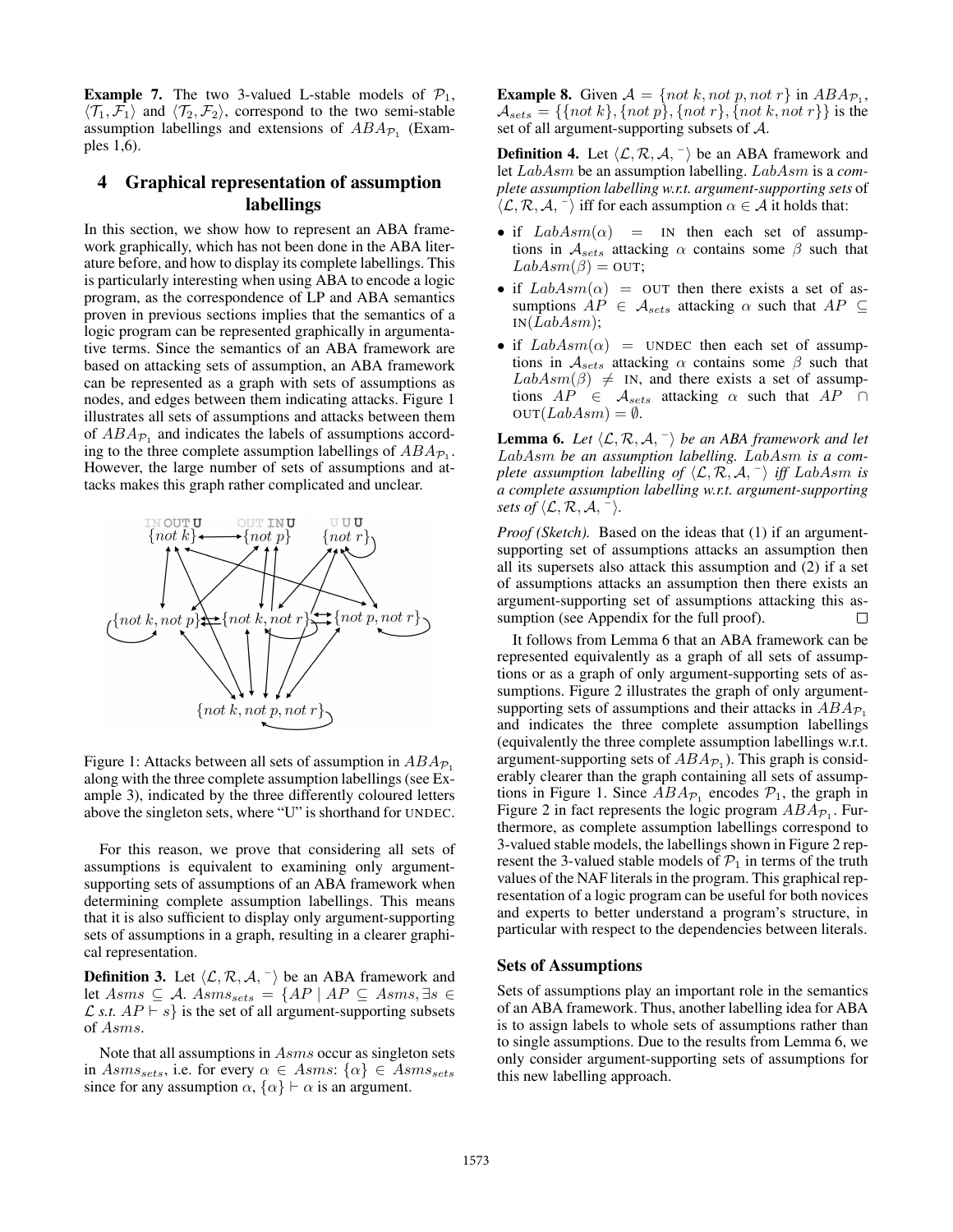**Example 7.** The two 3-valued L-stable models of $\mathcal{P}_1$, $\langle \mathcal{T}_1, \mathcal{F}_1 \rangle$ and $\langle \mathcal{T}_2, \mathcal{F}_2 \rangle$, correspond to the two semi-stable assumption labellings and extensions of $ABA_{\mathcal{P}_1}$ (Examples 1,6).

# 4 Graphical representation of assumption labellings

In this section, we show how to represent an ABA framework graphically, which has not been done in the ABA literature before, and how to display its complete labellings. This is particularly interesting when using ABA to encode a logic program, as the correspondence of LP and ABA semantics proven in previous sections implies that the semantics of a logic program can be represented graphically in argumentative terms. Since the semantics of an ABA framework are based on attacking sets of assumption, an ABA framework can be represented as a graph with sets of assumptions as nodes, and edges between them indicating attacks. Figure 1 illustrates all sets of assumptions and attacks between them of $ABA_{\mathcal{P}_1}$ and indicates the labels of assumptions according to the three complete assumption labellings of $ABA_{\mathcal{P}_1}$. However, the large number of sets of assumptions and attacks makes this graph rather complicated and unclear.

Figure 1: Attacks between all sets of assumption in $ABA_{\mathcal{P}_1}$ along with the three complete assumption labellings (see Example 3), indicated by the three differently coloured letters above the singleton sets, where "U" is shorthand for UNDEC.

For this reason, we prove that considering all sets of assumptions is equivalent to examining only argument-supporting sets of assumptions of an ABA framework when determining complete assumption labellings. This means that it is also sufficient to display only argument-supporting sets of assumptions in a graph, resulting in a clearer graphical representation.

**Definition 3.** Let $\langle \mathcal{L}, \mathcal{R}, \mathcal{A}, \bar{\ } \rangle$ be an ABA framework and let $Asms \subseteq \mathcal{A}$. $Asms_{sets} = \{AP \mid AP \subseteq Asms, \exists s \in \mathcal{L} \text{ s.t. } AP \vdash s\}$ is the set of all argument-supporting subsets of $Asms$.

Note that all assumptions in $Asms$ occur as singleton sets in $Asms_{sets}$, i.e. for every $\alpha \in Asms$: $\{\alpha\} \in Asms_{sets}$ since for any assumption $\alpha$, $\{\alpha\} \vdash \alpha$ is an argument.

**Example 8.** Given $\mathcal{A} = \{not\ k, not\ p, not\ r\}$ in $ABA_{\mathcal{P}_1}$, $\mathcal{A}_{sets} = \{\{not\ k\}, \{not\ p\}, \{not\ r\}, \{not\ k, not\ r\}\}$ is the set of all argument-supporting subsets of $\mathcal{A}$.

**Definition 4.** Let $\langle \mathcal{L}, \mathcal{R}, \mathcal{A}, \bar{\ } \rangle$ be an ABA framework and let $LabAsm$ be an assumption labelling. $LabAsm$ is a *complete assumption labelling w.r.t. argument-supporting sets* of $\langle \mathcal{L}, \mathcal{R}, \mathcal{A}, \bar{\ } \rangle$ iff for each assumption $\alpha \in \mathcal{A}$ it holds that:

- if $LabAsm(\alpha) = $ IN then each set of assumptions in $\mathcal{A}_{sets}$ attacking $\alpha$ contains some $\beta$ such that $LabAsm(\beta) = $ OUT;
- if $LabAsm(\alpha) = $ OUT then there exists a set of assumptions $AP \in \mathcal{A}_{sets}$ attacking $\alpha$ such that $AP \subseteq$ IN$(LabAsm)$;
- if $LabAsm(\alpha) = $ UNDEC then each set of assumptions in $\mathcal{A}_{sets}$ attacking $\alpha$ contains some $\beta$ such that $LabAsm(\beta) \neq$ IN, and there exists a set of assumptions $AP \in \mathcal{A}_{sets}$ attacking $\alpha$ such that $AP \cap$ OUT$(LabAsm) = \emptyset$.

**Lemma 6.** *Let $\langle \mathcal{L}, \mathcal{R}, \mathcal{A}, \bar{\ } \rangle$ be an ABA framework and let $LabAsm$ be an assumption labelling. $LabAsm$ is a complete assumption labelling of $\langle \mathcal{L}, \mathcal{R}, \mathcal{A}, \bar{\ } \rangle$ iff $LabAsm$ is a complete assumption labelling w.r.t. argument-supporting sets of $\langle \mathcal{L}, \mathcal{R}, \mathcal{A}, \bar{\ } \rangle$.*

*Proof (Sketch).* Based on the ideas that (1) if an argument-supporting set of assumptions attacks an assumption then all its supersets also attack this assumption and (2) if a set of assumptions attacks an assumption then there exists an argument-supporting set of assumptions attacking this assumption (see Appendix for the full proof). □

It follows from Lemma 6 that an ABA framework can be represented equivalently as a graph of all sets of assumptions or as a graph of only argument-supporting sets of assumptions. Figure 2 illustrates the graph of only argument-supporting sets of assumptions and their attacks in $ABA_{\mathcal{P}_1}$ and indicates the three complete assumption labellings (equivalently the three complete assumption labellings w.r.t. argument-supporting sets of $ABA_{\mathcal{P}_1}$). This graph is considerably clearer than the graph containing all sets of assumptions in Figure 1. Since $ABA_{\mathcal{P}_1}$ encodes $\mathcal{P}_1$, the graph in Figure 2 in fact represents the logic program $ABA_{\mathcal{P}_1}$. Furthermore, as complete assumption labellings correspond to 3-valued stable models, the labellings shown in Figure 2 represent the 3-valued stable models of $\mathcal{P}_1$ in terms of the truth values of the NAF literals in the program. This graphical representation of a logic program can be useful for both novices and experts to better understand a program's structure, in particular with respect to the dependencies between literals.

## Sets of Assumptions

Sets of assumptions play an important role in the semantics of an ABA framework. Thus, another labelling idea for ABA is to assign labels to whole sets of assumptions rather than to single assumptions. Due to the results from Lemma 6, we only consider argument-supporting sets of assumptions for this new labelling approach.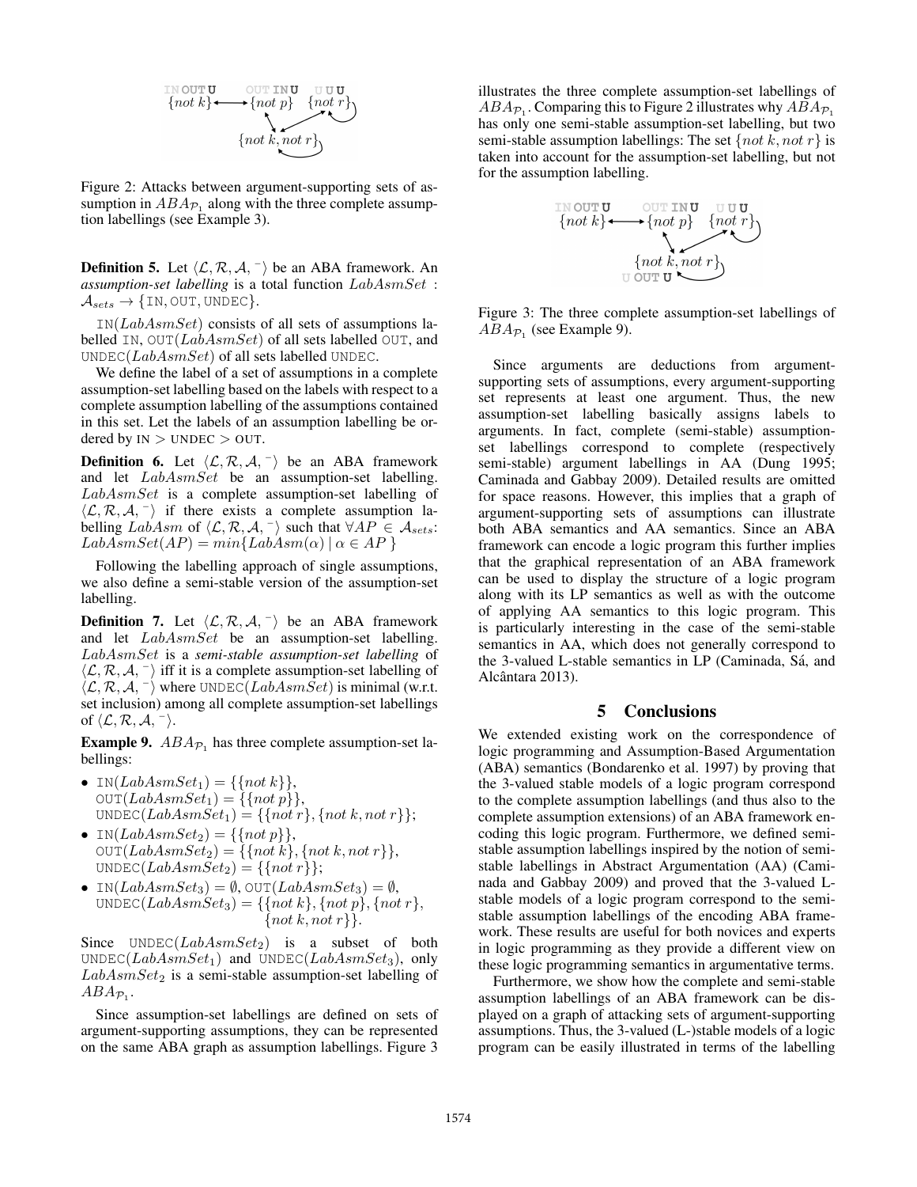Figure 2: Attacks between argument-supporting sets of assumption in $ABA_{\mathcal{P}_1}$ along with the three complete assumption labellings (see Example 3).

**Definition 5.** Let $\langle \mathcal{L}, \mathcal{R}, \mathcal{A}, ^{-} \rangle$ be an ABA framework. An *assumption-set labelling* is a total function $LabAsmSet : \mathcal{A}_{sets} \rightarrow \{\texttt{IN}, \texttt{OUT}, \texttt{UNDEC}\}$.

$\texttt{IN}(LabAsmSet)$ consists of all sets of assumptions labelled $\texttt{IN}$, $\texttt{OUT}(LabAsmSet)$ of all sets labelled $\texttt{OUT}$, and $\texttt{UNDEC}(LabAsmSet)$ of all sets labelled $\texttt{UNDEC}$.

We define the label of a set of assumptions in a complete assumption-set labelling based on the labels with respect to a complete assumption labelling of the assumptions contained in this set. Let the labels of an assumption labelling be ordered by $\text{IN} > \text{UNDEC} > \text{OUT}$.

**Definition 6.** Let $\langle \mathcal{L}, \mathcal{R}, \mathcal{A}, ^{-} \rangle$ be an ABA framework and let $LabAsmSet$ be an assumption-set labelling. $LabAsmSet$ is a complete assumption-set labelling of $\langle \mathcal{L}, \mathcal{R}, \mathcal{A}, ^{-} \rangle$ if there exists a complete assumption labelling $LabAsm$ of $\langle \mathcal{L}, \mathcal{R}, \mathcal{A}, ^{-} \rangle$ such that $\forall AP \in \mathcal{A}_{sets}$: $LabAsmSet(AP) = min\{LabAsm(\alpha) \mid \alpha \in AP\}$

Following the labelling approach of single assumptions, we also define a semi-stable version of the assumption-set labelling.

**Definition 7.** Let $\langle \mathcal{L}, \mathcal{R}, \mathcal{A}, ^{-} \rangle$ be an ABA framework and let $LabAsmSet$ be an assumption-set labelling. $LabAsmSet$ is a *semi-stable assumption-set labelling* of $\langle \mathcal{L}, \mathcal{R}, \mathcal{A}, ^{-} \rangle$ iff it is a complete assumption-set labelling of $\langle \mathcal{L}, \mathcal{R}, \mathcal{A}, ^{-} \rangle$ where $\texttt{UNDEC}(LabAsmSet)$ is minimal (w.r.t. set inclusion) among all complete assumption-set labellings of $\langle \mathcal{L}, \mathcal{R}, \mathcal{A}, ^{-} \rangle$.

**Example 9.** $ABA_{\mathcal{P}_1}$ has three complete assumption-set labellings:

- $\texttt{IN}(LabAsmSet_1) = \{\{not\ k\}\}$, $\texttt{OUT}(LabAsmSet_1) = \{\{not\ p\}\}$, $\texttt{UNDEC}(LabAsmSet_1) = \{\{not\ r\}, \{not\ k, not\ r\}\}$;
- $\texttt{IN}(LabAsmSet_2) = \{\{not\ p\}\}$, $\texttt{OUT}(LabAsmSet_2) = \{\{not\ k\}, \{not\ k, not\ r\}\}$, $\texttt{UNDEC}(LabAsmSet_2) = \{\{not\ r\}\}$;
- $\texttt{IN}(LabAsmSet_3) = \emptyset$, $\texttt{OUT}(LabAsmSet_3) = \emptyset$, $\texttt{UNDEC}(LabAsmSet_3) = \{\{not\ k\}, \{not\ p\}, \{not\ r\}, \{not\ k, not\ r\}\}$.

Since $\texttt{UNDEC}(LabAsmSet_2)$ is a subset of both $\texttt{UNDEC}(LabAsmSet_1)$ and $\texttt{UNDEC}(LabAsmSet_3)$, only $LabAsmSet_2$ is a semi-stable assumption-set labelling of $ABA_{\mathcal{P}_1}$.

Since assumption-set labellings are defined on sets of argument-supporting assumptions, they can be represented on the same ABA graph as assumption labellings. Figure 3 illustrates the three complete assumption-set labellings of $ABA_{\mathcal{P}_1}$. Comparing this to Figure 2 illustrates why $ABA_{\mathcal{P}_1}$ has only one semi-stable assumption-set labelling, but two semi-stable assumption labellings: The set $\{not\ k, not\ r\}$ is taken into account for the assumption-set labelling, but not for the assumption labelling.

Figure 3: The three complete assumption-set labellings of $ABA_{\mathcal{P}_1}$ (see Example 9).

Since arguments are deductions from argument-supporting sets of assumptions, every argument-supporting set represents at least one argument. Thus, the new assumption-set labelling basically assigns labels to arguments. In fact, complete (semi-stable) assumption-set labellings correspond to complete (respectively semi-stable) argument labellings in AA (Dung 1995; Caminada and Gabbay 2009). Detailed results are omitted for space reasons. However, this implies that a graph of argument-supporting sets of assumptions can illustrate both ABA semantics and AA semantics. Since an ABA framework can encode a logic program this further implies that the graphical representation of an ABA framework can be used to display the structure of a logic program along with its LP semantics as well as with the outcome of applying AA semantics to this logic program. This is particularly interesting in the case of the semi-stable semantics in AA, which does not generally correspond to the 3-valued L-stable semantics in LP (Caminada, Sá, and Alcântara 2013).

## 5 Conclusions

We extended existing work on the correspondence of logic programming and Assumption-Based Argumentation (ABA) semantics (Bondarenko et al. 1997) by proving that the 3-valued stable models of a logic program correspond to the complete assumption labellings (and thus also to the complete assumption extensions) of an ABA framework encoding this logic program. Furthermore, we defined semi-stable assumption labellings inspired by the notion of semi-stable labellings in Abstract Argumentation (AA) (Caminada and Gabbay 2009) and proved that the 3-valued L-stable models of a logic program correspond to the semi-stable assumption labellings of the encoding ABA framework. These results are useful for both novices and experts in logic programming as they provide a different view on these logic programming semantics in argumentative terms.

Furthermore, we show how the complete and semi-stable assumption labellings of an ABA framework can be displayed on a graph of attacking sets of argument-supporting assumptions. Thus, the 3-valued (L-)stable models of a logic program can be easily illustrated in terms of the labelling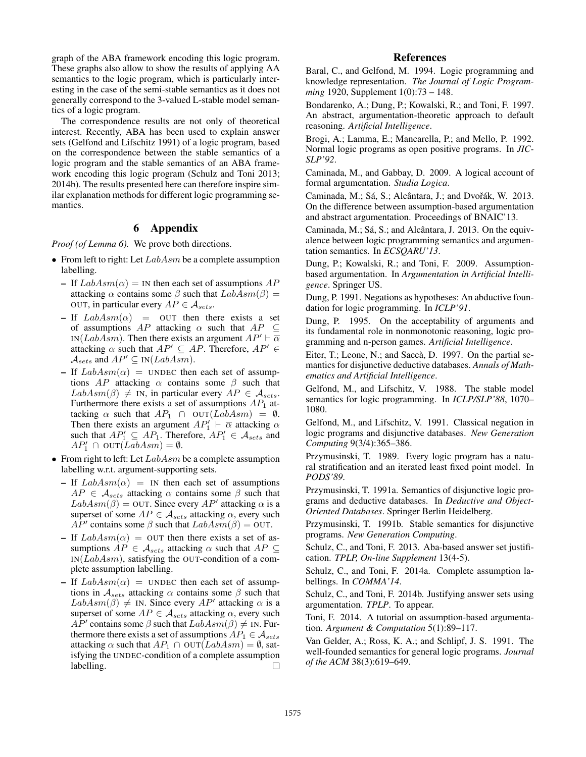graph of the ABA framework encoding this logic program. These graphs also allow to show the results of applying AA semantics to the logic program, which is particularly interesting in the case of the semi-stable semantics as it does not generally correspond to the 3-valued L-stable model semantics of a logic program.

The correspondence results are not only of theoretical interest. Recently, ABA has been used to explain answer sets (Gelfond and Lifschitz 1991) of a logic program, based on the correspondence between the stable semantics of a logic program and the stable semantics of an ABA framework encoding this logic program (Schulz and Toni 2013; 2014b). The results presented here can therefore inspire similar explanation methods for different logic programming semantics.

## 6 Appendix

*Proof (of Lemma 6).* We prove both directions.

- From left to right: Let $LabAsm$ be a complete assumption labelling.
  - If $LabAsm(\alpha) = \text{IN}$ then each set of assumptions $AP$ attacking $\alpha$ contains some $\beta$ such that $LabAsm(\beta) = \text{OUT}$, in particular every $AP \in \mathcal{A}_{sets}$.
  - If $LabAsm(\alpha) = \text{OUT}$ then there exists a set of assumptions $AP$ attacking $\alpha$ such that $AP \subseteq \text{IN}(LabAsm)$. Then there exists an argument $AP' \vdash \overline{\alpha}$ attacking $\alpha$ such that $AP' \subseteq AP$. Therefore, $AP' \in \mathcal{A}_{sets}$ and $AP' \subseteq \text{IN}(LabAsm)$.
  - If $LabAsm(\alpha) = \text{UNDEC}$ then each set of assumptions $AP$ attacking $\alpha$ contains some $\beta$ such that $LabAsm(\beta) \neq \text{IN}$, in particular every $AP \in \mathcal{A}_{sets}$. Furthermore there exists a set of assumptions $AP_1$ attacking $\alpha$ such that $AP_1 \cap \text{OUT}(LabAsm) = \emptyset$. Then there exists an argument $AP_1' \vdash \overline{\alpha}$ attacking $\alpha$ such that $AP_1' \subseteq AP_1$. Therefore, $AP_1' \in \mathcal{A}_{sets}$ and $AP_1' \cap \text{OUT}(LabAsm) = \emptyset$.
- From right to left: Let $LabAsm$ be a complete assumption labelling w.r.t. argument-supporting sets.
  - If $LabAsm(\alpha) = \text{IN}$ then each set of assumptions $AP \in \mathcal{A}_{sets}$ attacking $\alpha$ contains some $\beta$ such that $LabAsm(\beta) = \text{OUT}$. Since every $AP'$ attacking $\alpha$ is a superset of some $AP \in \mathcal{A}_{sets}$ attacking $\alpha$, every such $AP'$ contains some $\beta$ such that $LabAsm(\beta) = \text{OUT}$.
  - If $LabAsm(\alpha) = \text{OUT}$ then there exists a set of assumptions $AP \in \mathcal{A}_{sets}$ attacking $\alpha$ such that $AP \subseteq \text{IN}(LabAsm)$, satisfying the OUT-condition of a complete assumption labelling.
  - If $LabAsm(\alpha) = \text{UNDEC}$ then each set of assumptions in $\mathcal{A}_{sets}$ attacking $\alpha$ contains some $\beta$ such that $LabAsm(\beta) \neq \text{IN}$. Since every $AP'$ attacking $\alpha$ is a superset of some $AP \in \mathcal{A}_{sets}$ attacking $\alpha$, every such $AP'$ contains some $\beta$ such that $LabAsm(\beta) \neq \text{IN}$. Furthermore there exists a set of assumptions $AP_1 \in \mathcal{A}_{sets}$ attacking $\alpha$ such that $AP_1 \cap \text{OUT}(LabAsm) = \emptyset$, satisfying the UNDEC-condition of a complete assumption labelling. □

## References

Baral, C., and Gelfond, M. 1994. Logic programming and knowledge representation. *The Journal of Logic Programming* 1920, Supplement 1(0):73 – 148.

Bondarenko, A.; Dung, P.; Kowalski, R.; and Toni, F. 1997. An abstract, argumentation-theoretic approach to default reasoning. *Artificial Intelligence*.

Brogi, A.; Lamma, E.; Mancarella, P.; and Mello, P. 1992. Normal logic programs as open positive programs. In *JICSLP'92*.

Caminada, M., and Gabbay, D. 2009. A logical account of formal argumentation. *Studia Logica*.

Caminada, M.; Sá, S.; Alcântara, J.; and Dvořák, W. 2013. On the difference between assumption-based argumentation and abstract argumentation. Proceedings of BNAIC'13.

Caminada, M.; Sá, S.; and Alcântara, J. 2013. On the equivalence between logic programming semantics and argumentation semantics. In *ECSQARU'13*.

Dung, P.; Kowalski, R.; and Toni, F. 2009. Assumption-based argumentation. In *Argumentation in Artificial Intelligence*. Springer US.

Dung, P. 1991. Negations as hypotheses: An abductive foundation for logic programming. In *ICLP'91*.

Dung, P. 1995. On the acceptability of arguments and its fundamental role in nonmonotonic reasoning, logic programming and n-person games. *Artificial Intelligence*.

Eiter, T.; Leone, N.; and Saccà, D. 1997. On the partial semantics for disjunctive deductive databases. *Annals of Mathematics and Artificial Intelligence*.

Gelfond, M., and Lifschitz, V. 1988. The stable model semantics for logic programming. In *ICLP/SLP'88*, 1070–1080.

Gelfond, M., and Lifschitz, V. 1991. Classical negation in logic programs and disjunctive databases. *New Generation Computing* 9(3/4):365–386.

Przymusinski, T. 1989. Every logic program has a natural stratification and an iterated least fixed point model. In *PODS'89*.

Przymusinski, T. 1991a. Semantics of disjunctive logic programs and deductive databases. In *Deductive and Object-Oriented Databases*. Springer Berlin Heidelberg.

Przymusinski, T. 1991b. Stable semantics for disjunctive programs. *New Generation Computing*.

Schulz, C., and Toni, F. 2013. Aba-based answer set justification. *TPLP, On-line Supplement* 13(4-5).

Schulz, C., and Toni, F. 2014a. Complete assumption labellings. In *COMMA'14*.

Schulz, C., and Toni, F. 2014b. Justifying answer sets using argumentation. *TPLP*. To appear.

Toni, F. 2014. A tutorial on assumption-based argumentation. *Argument & Computation* 5(1):89–117.

Van Gelder, A.; Ross, K. A.; and Schlipf, J. S. 1991. The well-founded semantics for general logic programs. *Journal of the ACM* 38(3):619–649.